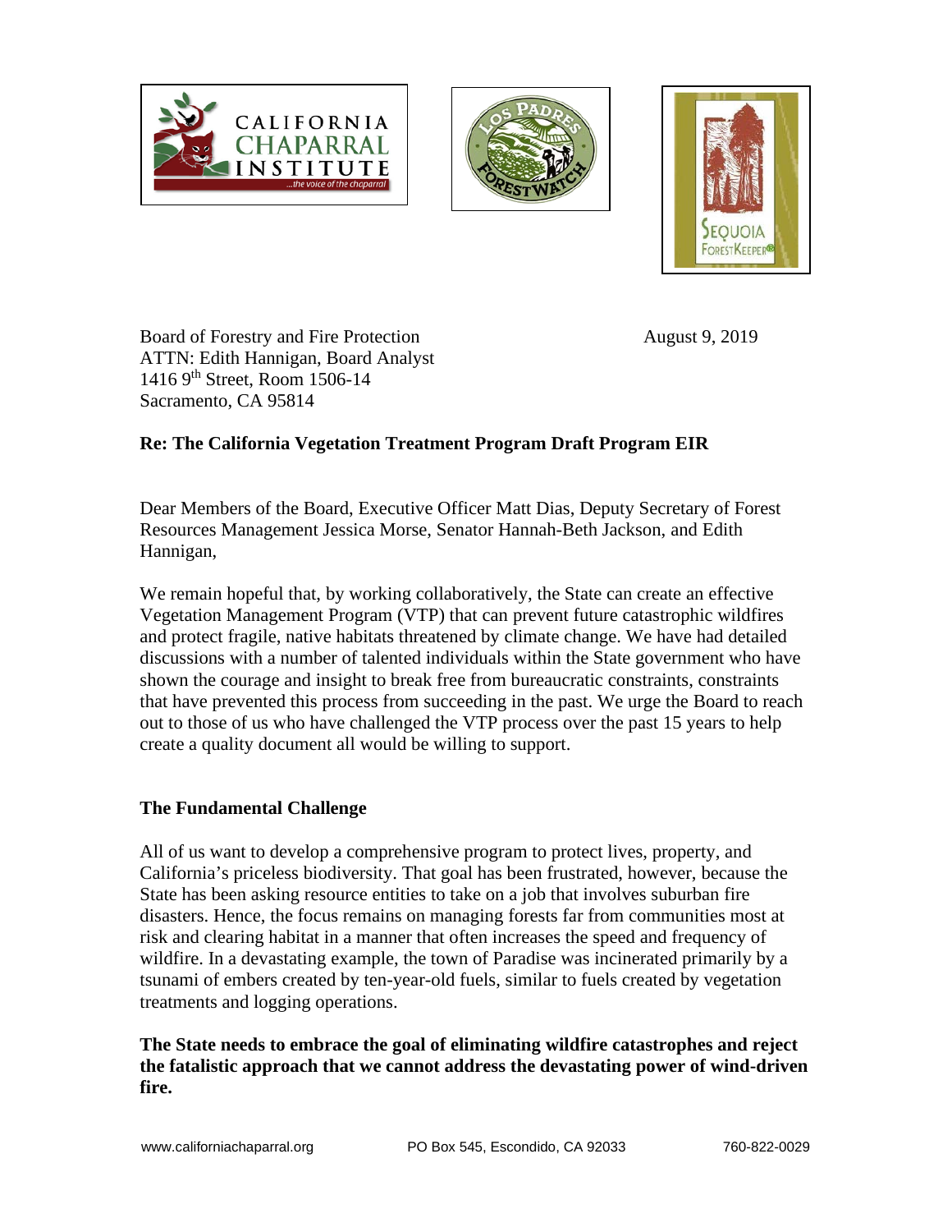Board of Forestry and Fire Protection
ATTN: Edith Hannigan, Board Analyst
1416 9th Street, Room 1506-14
Sacramento, CA 95814

August 9, 2019

**Re: The California Vegetation Treatment Program Draft Program EIR**

Dear Members of the Board, Executive Officer Matt Dias, Deputy Secretary of Forest Resources Management Jessica Morse, Senator Hannah-Beth Jackson, and Edith Hannigan,

We remain hopeful that, by working collaboratively, the State can create an effective Vegetation Management Program (VTP) that can prevent future catastrophic wildfires and protect fragile, native habitats threatened by climate change. We have had detailed discussions with a number of talented individuals within the State government who have shown the courage and insight to break free from bureaucratic constraints, constraints that have prevented this process from succeeding in the past. We urge the Board to reach out to those of us who have challenged the VTP process over the past 15 years to help create a quality document all would be willing to support.

**The Fundamental Challenge**

All of us want to develop a comprehensive program to protect lives, property, and California's priceless biodiversity. That goal has been frustrated, however, because the State has been asking resource entities to take on a job that involves suburban fire disasters. Hence, the focus remains on managing forests far from communities most at risk and clearing habitat in a manner that often increases the speed and frequency of wildfire. In a devastating example, the town of Paradise was incinerated primarily by a tsunami of embers created by ten-year-old fuels, similar to fuels created by vegetation treatments and logging operations.

**The State needs to embrace the goal of eliminating wildfire catastrophes and reject the fatalistic approach that we cannot address the devastating power of wind-driven fire.**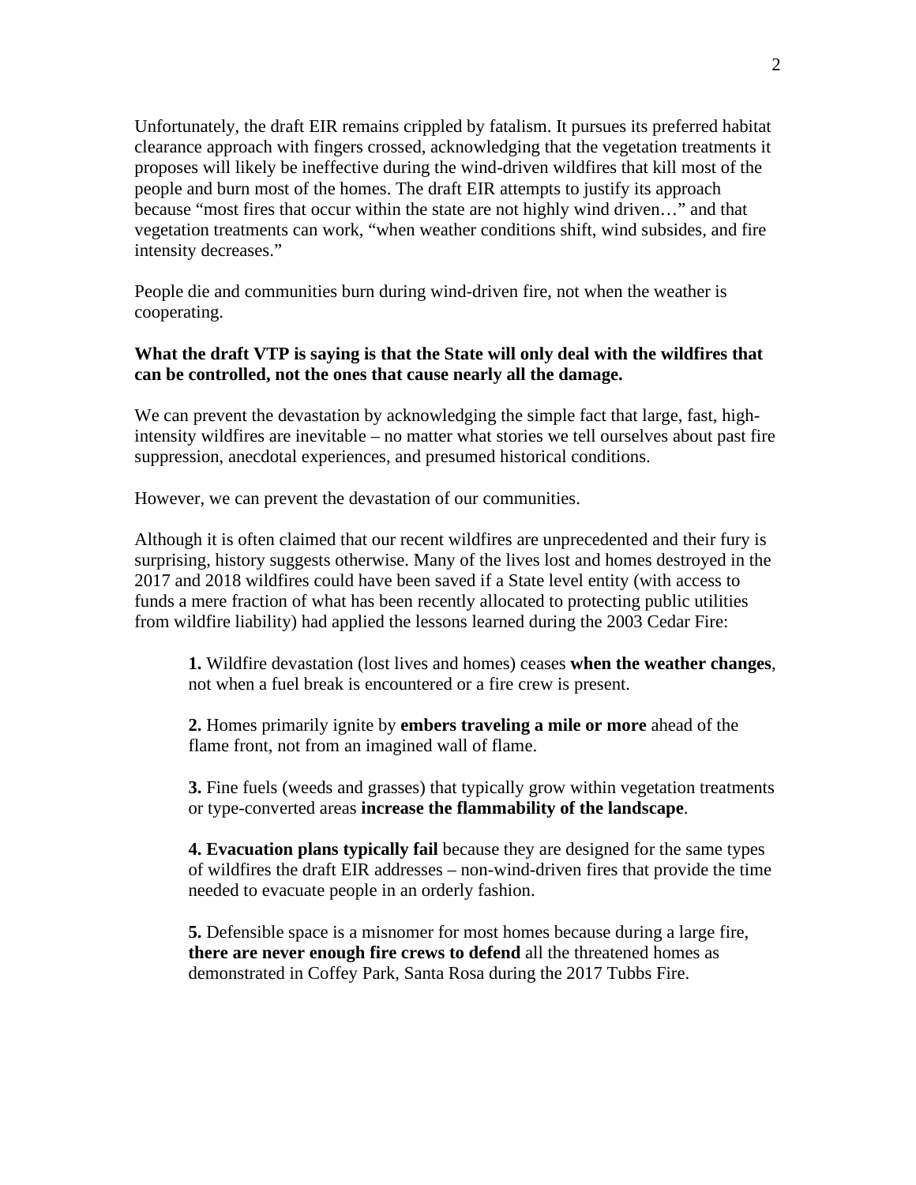Unfortunately, the draft EIR remains crippled by fatalism. It pursues its preferred habitat clearance approach with fingers crossed, acknowledging that the vegetation treatments it proposes will likely be ineffective during the wind-driven wildfires that kill most of the people and burn most of the homes. The draft EIR attempts to justify its approach because "most fires that occur within the state are not highly wind driven…" and that vegetation treatments can work, "when weather conditions shift, wind subsides, and fire intensity decreases."

People die and communities burn during wind-driven fire, not when the weather is cooperating.

**What the draft VTP is saying is that the State will only deal with the wildfires that can be controlled, not the ones that cause nearly all the damage.**

We can prevent the devastation by acknowledging the simple fact that large, fast, high-intensity wildfires are inevitable – no matter what stories we tell ourselves about past fire suppression, anecdotal experiences, and presumed historical conditions.

However, we can prevent the devastation of our communities.

Although it is often claimed that our recent wildfires are unprecedented and their fury is surprising, history suggests otherwise. Many of the lives lost and homes destroyed in the 2017 and 2018 wildfires could have been saved if a State level entity (with access to funds a mere fraction of what has been recently allocated to protecting public utilities from wildfire liability) had applied the lessons learned during the 2003 Cedar Fire:

> **1.** Wildfire devastation (lost lives and homes) ceases **when the weather changes**, not when a fuel break is encountered or a fire crew is present.
>
> **2.** Homes primarily ignite by **embers traveling a mile or more** ahead of the flame front, not from an imagined wall of flame.
>
> **3.** Fine fuels (weeds and grasses) that typically grow within vegetation treatments or type-converted areas **increase the flammability of the landscape**.
>
> **4. Evacuation plans typically fail** because they are designed for the same types of wildfires the draft EIR addresses – non-wind-driven fires that provide the time needed to evacuate people in an orderly fashion.
>
> **5.** Defensible space is a misnomer for most homes because during a large fire, **there are never enough fire crews to defend** all the threatened homes as demonstrated in Coffey Park, Santa Rosa during the 2017 Tubbs Fire.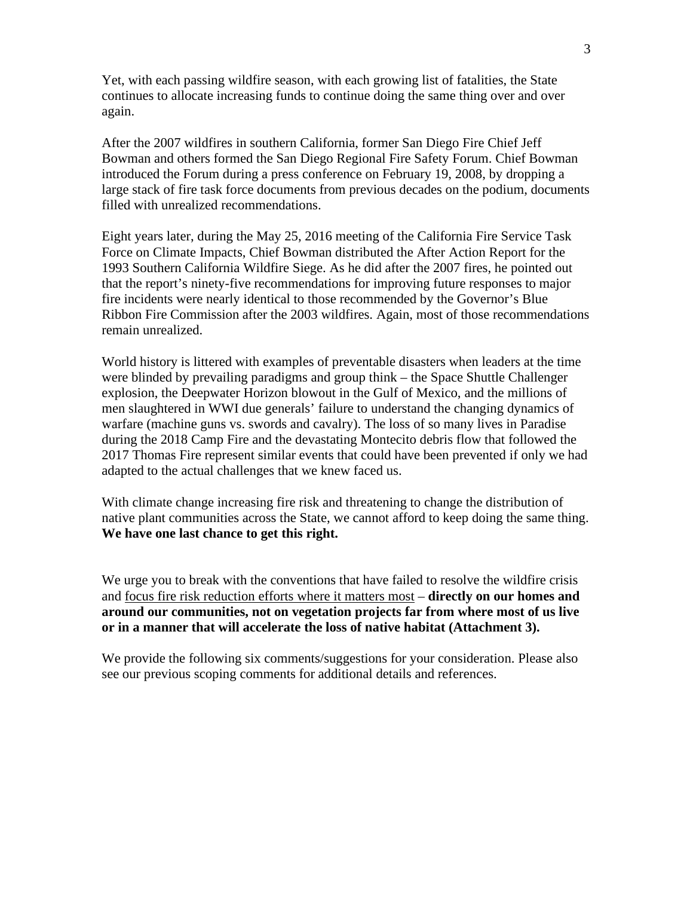Yet, with each passing wildfire season, with each growing list of fatalities, the State continues to allocate increasing funds to continue doing the same thing over and over again.

After the 2007 wildfires in southern California, former San Diego Fire Chief Jeff Bowman and others formed the San Diego Regional Fire Safety Forum. Chief Bowman introduced the Forum during a press conference on February 19, 2008, by dropping a large stack of fire task force documents from previous decades on the podium, documents filled with unrealized recommendations.

Eight years later, during the May 25, 2016 meeting of the California Fire Service Task Force on Climate Impacts, Chief Bowman distributed the After Action Report for the 1993 Southern California Wildfire Siege. As he did after the 2007 fires, he pointed out that the report's ninety-five recommendations for improving future responses to major fire incidents were nearly identical to those recommended by the Governor's Blue Ribbon Fire Commission after the 2003 wildfires. Again, most of those recommendations remain unrealized.

World history is littered with examples of preventable disasters when leaders at the time were blinded by prevailing paradigms and group think – the Space Shuttle Challenger explosion, the Deepwater Horizon blowout in the Gulf of Mexico, and the millions of men slaughtered in WWI due generals' failure to understand the changing dynamics of warfare (machine guns vs. swords and cavalry). The loss of so many lives in Paradise during the 2018 Camp Fire and the devastating Montecito debris flow that followed the 2017 Thomas Fire represent similar events that could have been prevented if only we had adapted to the actual challenges that we knew faced us.

With climate change increasing fire risk and threatening to change the distribution of native plant communities across the State, we cannot afford to keep doing the same thing. **We have one last chance to get this right.**

We urge you to break with the conventions that have failed to resolve the wildfire crisis and focus fire risk reduction efforts where it matters most – **directly on our homes and around our communities, not on vegetation projects far from where most of us live or in a manner that will accelerate the loss of native habitat (Attachment 3).**

We provide the following six comments/suggestions for your consideration. Please also see our previous scoping comments for additional details and references.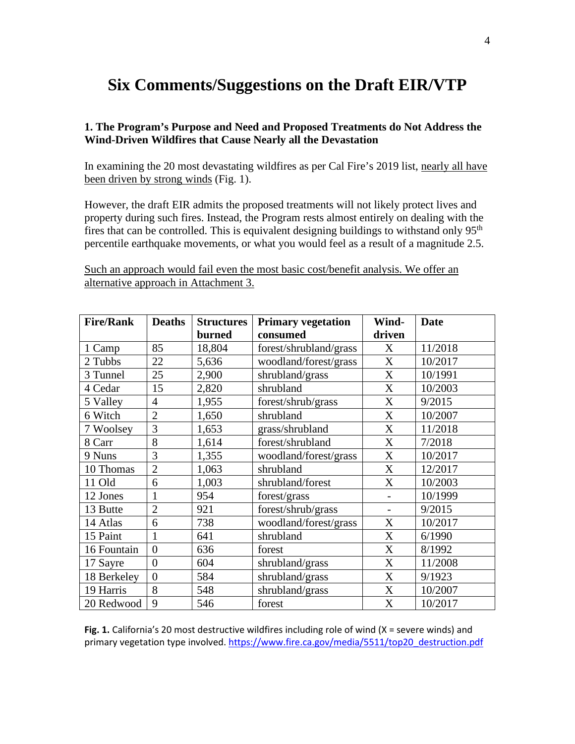# Six Comments/Suggestions on the Draft EIR/VTP

### 1. The Program's Purpose and Need and Proposed Treatments do Not Address the Wind-Driven Wildfires that Cause Nearly all the Devastation

In examining the 20 most devastating wildfires as per Cal Fire's 2019 list, nearly all have been driven by strong winds (Fig. 1).

However, the draft EIR admits the proposed treatments will not likely protect lives and property during such fires. Instead, the Program rests almost entirely on dealing with the fires that can be controlled. This is equivalent designing buildings to withstand only 95$^{th}$ percentile earthquake movements, or what you would feel as a result of a magnitude 2.5.

Such an approach would fail even the most basic cost/benefit analysis. We offer an alternative approach in Attachment 3.

| Fire/Rank | Deaths | Structures burned | Primary vegetation consumed | Wind-driven | Date |
|---|---|---|---|---|---|
| 1 Camp | 85 | 18,804 | forest/shrubland/grass | X | 11/2018 |
| 2 Tubbs | 22 | 5,636 | woodland/forest/grass | X | 10/2017 |
| 3 Tunnel | 25 | 2,900 | shrubland/grass | X | 10/1991 |
| 4 Cedar | 15 | 2,820 | shrubland | X | 10/2003 |
| 5 Valley | 4 | 1,955 | forest/shrub/grass | X | 9/2015 |
| 6 Witch | 2 | 1,650 | shrubland | X | 10/2007 |
| 7 Woolsey | 3 | 1,653 | grass/shrubland | X | 11/2018 |
| 8 Carr | 8 | 1,614 | forest/shrubland | X | 7/2018 |
| 9 Nuns | 3 | 1,355 | woodland/forest/grass | X | 10/2017 |
| 10 Thomas | 2 | 1,063 | shrubland | X | 12/2017 |
| 11 Old | 6 | 1,003 | shrubland/forest | X | 10/2003 |
| 12 Jones | 1 | 954 | forest/grass | - | 10/1999 |
| 13 Butte | 2 | 921 | forest/shrub/grass | - | 9/2015 |
| 14 Atlas | 6 | 738 | woodland/forest/grass | X | 10/2017 |
| 15 Paint | 1 | 641 | shrubland | X | 6/1990 |
| 16 Fountain | 0 | 636 | forest | X | 8/1992 |
| 17 Sayre | 0 | 604 | shrubland/grass | X | 11/2008 |
| 18 Berkeley | 0 | 584 | shrubland/grass | X | 9/1923 |
| 19 Harris | 8 | 548 | shrubland/grass | X | 10/2007 |
| 20 Redwood | 9 | 546 | forest | X | 10/2017 |

**Fig. 1.** California's 20 most destructive wildfires including role of wind (X = severe winds) and primary vegetation type involved. https://www.fire.ca.gov/media/5511/top20_destruction.pdf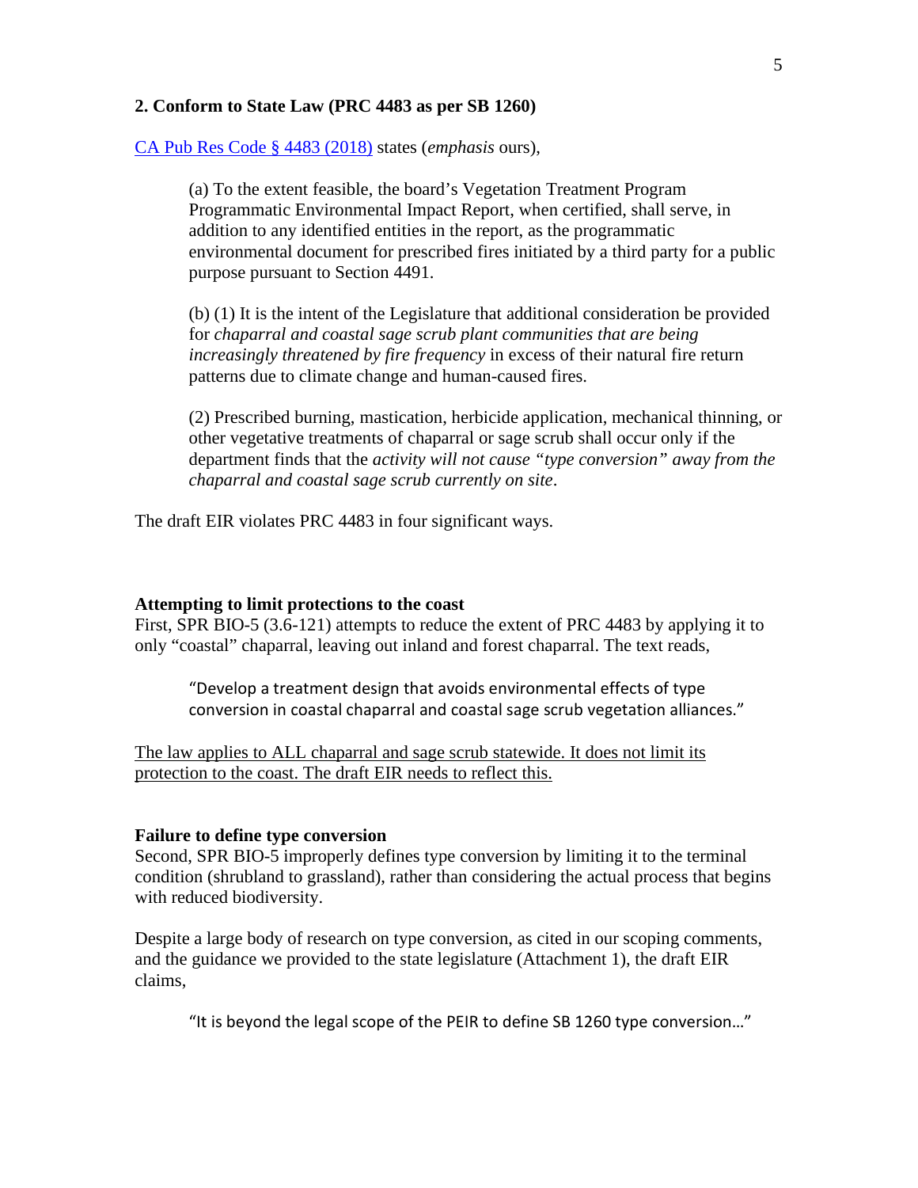**2. Conform to State Law (PRC 4483 as per SB 1260)**

[CA Pub Res Code § 4483 (2018)](#) states (*emphasis* ours),

> (a) To the extent feasible, the board's Vegetation Treatment Program Programmatic Environmental Impact Report, when certified, shall serve, in addition to any identified entities in the report, as the programmatic environmental document for prescribed fires initiated by a third party for a public purpose pursuant to Section 4491.
>
> (b) (1) It is the intent of the Legislature that additional consideration be provided for *chaparral and coastal sage scrub plant communities that are being increasingly threatened by fire frequency* in excess of their natural fire return patterns due to climate change and human-caused fires.
>
> (2) Prescribed burning, mastication, herbicide application, mechanical thinning, or other vegetative treatments of chaparral or sage scrub shall occur only if the department finds that the *activity will not cause "type conversion" away from the chaparral and coastal sage scrub currently on site*.

The draft EIR violates PRC 4483 in four significant ways.

**Attempting to limit protections to the coast**

First, SPR BIO-5 (3.6-121) attempts to reduce the extent of PRC 4483 by applying it to only "coastal" chaparral, leaving out inland and forest chaparral. The text reads,

> "Develop a treatment design that avoids environmental effects of type conversion in coastal chaparral and coastal sage scrub vegetation alliances."

<u>The law applies to ALL chaparral and sage scrub statewide. It does not limit its protection to the coast. The draft EIR needs to reflect this.</u>

**Failure to define type conversion**

Second, SPR BIO-5 improperly defines type conversion by limiting it to the terminal condition (shrubland to grassland), rather than considering the actual process that begins with reduced biodiversity.

Despite a large body of research on type conversion, as cited in our scoping comments, and the guidance we provided to the state legislature (Attachment 1), the draft EIR claims,

> "It is beyond the legal scope of the PEIR to define SB 1260 type conversion…"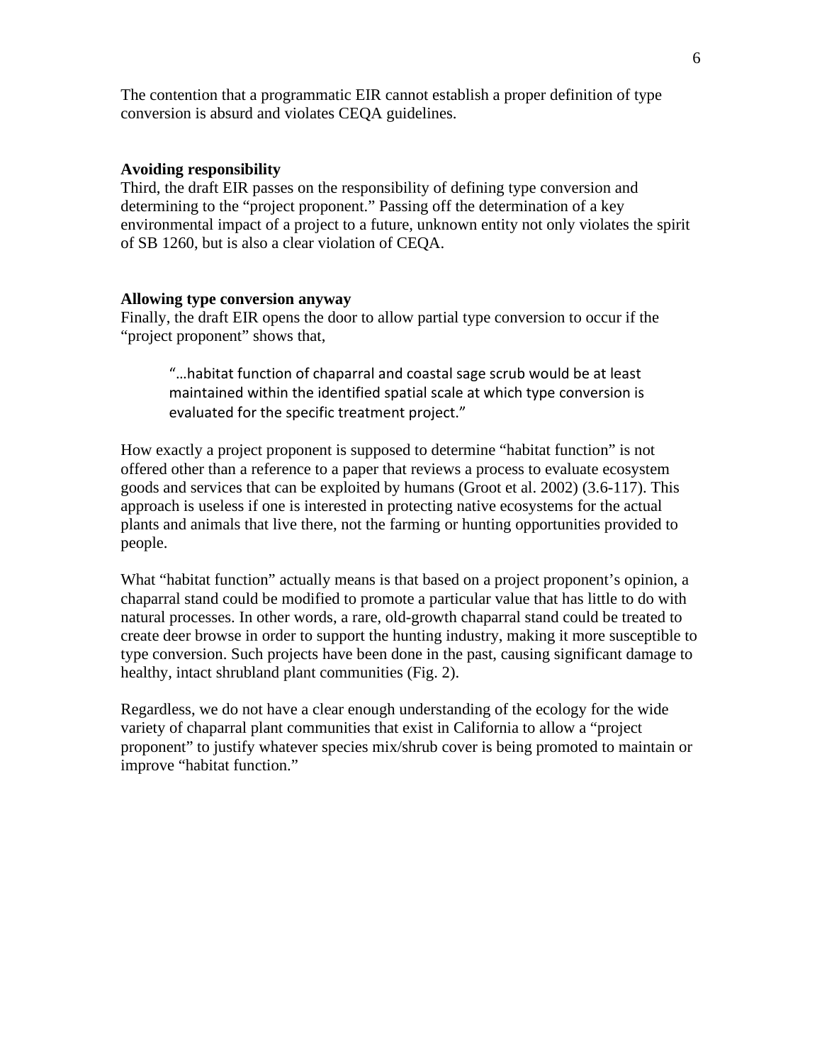The contention that a programmatic EIR cannot establish a proper definition of type conversion is absurd and violates CEQA guidelines.

**Avoiding responsibility**

Third, the draft EIR passes on the responsibility of defining type conversion and determining to the "project proponent." Passing off the determination of a key environmental impact of a project to a future, unknown entity not only violates the spirit of SB 1260, but is also a clear violation of CEQA.

**Allowing type conversion anyway**

Finally, the draft EIR opens the door to allow partial type conversion to occur if the "project proponent" shows that,

> "…habitat function of chaparral and coastal sage scrub would be at least maintained within the identified spatial scale at which type conversion is evaluated for the specific treatment project."

How exactly a project proponent is supposed to determine "habitat function" is not offered other than a reference to a paper that reviews a process to evaluate ecosystem goods and services that can be exploited by humans (Groot et al. 2002) (3.6-117). This approach is useless if one is interested in protecting native ecosystems for the actual plants and animals that live there, not the farming or hunting opportunities provided to people.

What "habitat function" actually means is that based on a project proponent's opinion, a chaparral stand could be modified to promote a particular value that has little to do with natural processes. In other words, a rare, old-growth chaparral stand could be treated to create deer browse in order to support the hunting industry, making it more susceptible to type conversion. Such projects have been done in the past, causing significant damage to healthy, intact shrubland plant communities (Fig. 2).

Regardless, we do not have a clear enough understanding of the ecology for the wide variety of chaparral plant communities that exist in California to allow a "project proponent" to justify whatever species mix/shrub cover is being promoted to maintain or improve "habitat function."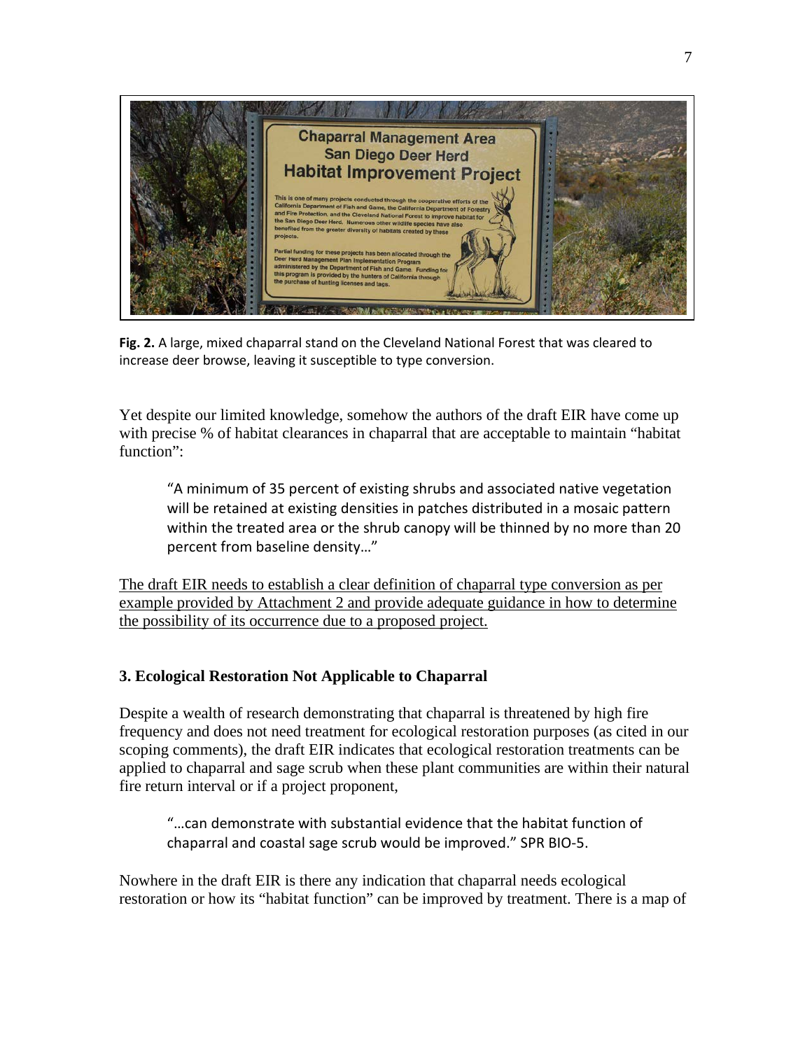**Fig. 2.** A large, mixed chaparral stand on the Cleveland National Forest that was cleared to increase deer browse, leaving it susceptible to type conversion.

Yet despite our limited knowledge, somehow the authors of the draft EIR have come up with precise % of habitat clearances in chaparral that are acceptable to maintain "habitat function":

> "A minimum of 35 percent of existing shrubs and associated native vegetation will be retained at existing densities in patches distributed in a mosaic pattern within the treated area or the shrub canopy will be thinned by no more than 20 percent from baseline density…"

<u>The draft EIR needs to establish a clear definition of chaparral type conversion as per example provided by Attachment 2 and provide adequate guidance in how to determine the possibility of its occurrence due to a proposed project.</u>

### 3. Ecological Restoration Not Applicable to Chaparral

Despite a wealth of research demonstrating that chaparral is threatened by high fire frequency and does not need treatment for ecological restoration purposes (as cited in our scoping comments), the draft EIR indicates that ecological restoration treatments can be applied to chaparral and sage scrub when these plant communities are within their natural fire return interval or if a project proponent,

> "…can demonstrate with substantial evidence that the habitat function of chaparral and coastal sage scrub would be improved." SPR BIO-5.

Nowhere in the draft EIR is there any indication that chaparral needs ecological restoration or how its "habitat function" can be improved by treatment. There is a map of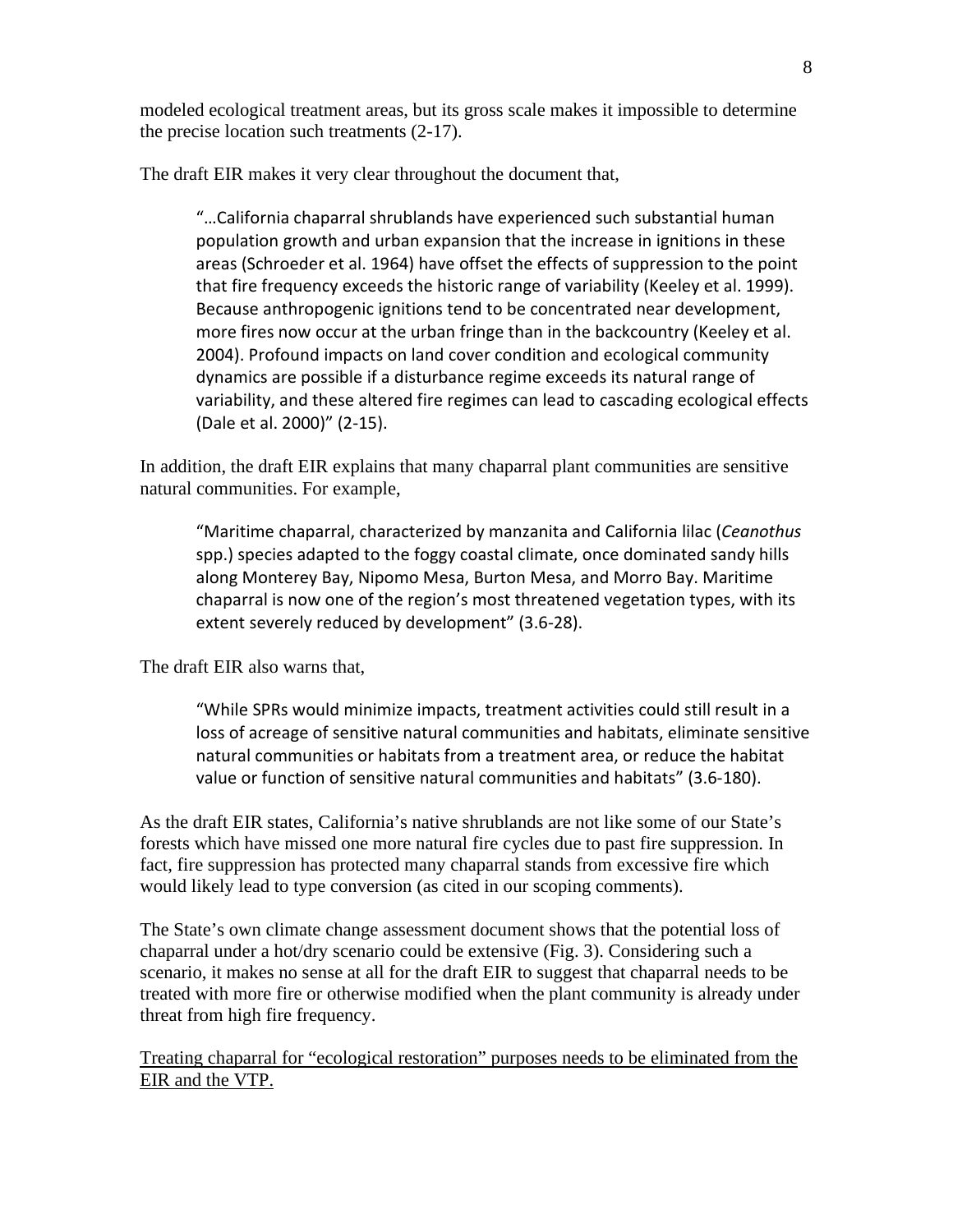modeled ecological treatment areas, but its gross scale makes it impossible to determine the precise location such treatments (2-17).

The draft EIR makes it very clear throughout the document that,

> "…California chaparral shrublands have experienced such substantial human population growth and urban expansion that the increase in ignitions in these areas (Schroeder et al. 1964) have offset the effects of suppression to the point that fire frequency exceeds the historic range of variability (Keeley et al. 1999). Because anthropogenic ignitions tend to be concentrated near development, more fires now occur at the urban fringe than in the backcountry (Keeley et al. 2004). Profound impacts on land cover condition and ecological community dynamics are possible if a disturbance regime exceeds its natural range of variability, and these altered fire regimes can lead to cascading ecological effects (Dale et al. 2000)" (2-15).

In addition, the draft EIR explains that many chaparral plant communities are sensitive natural communities. For example,

> "Maritime chaparral, characterized by manzanita and California lilac (*Ceanothus* spp.) species adapted to the foggy coastal climate, once dominated sandy hills along Monterey Bay, Nipomo Mesa, Burton Mesa, and Morro Bay. Maritime chaparral is now one of the region's most threatened vegetation types, with its extent severely reduced by development" (3.6-28).

The draft EIR also warns that,

> "While SPRs would minimize impacts, treatment activities could still result in a loss of acreage of sensitive natural communities and habitats, eliminate sensitive natural communities or habitats from a treatment area, or reduce the habitat value or function of sensitive natural communities and habitats" (3.6-180).

As the draft EIR states, California's native shrublands are not like some of our State's forests which have missed one more natural fire cycles due to past fire suppression. In fact, fire suppression has protected many chaparral stands from excessive fire which would likely lead to type conversion (as cited in our scoping comments).

The State's own climate change assessment document shows that the potential loss of chaparral under a hot/dry scenario could be extensive (Fig. 3). Considering such a scenario, it makes no sense at all for the draft EIR to suggest that chaparral needs to be treated with more fire or otherwise modified when the plant community is already under threat from high fire frequency.

<u>Treating chaparral for "ecological restoration" purposes needs to be eliminated from the EIR and the VTP.</u>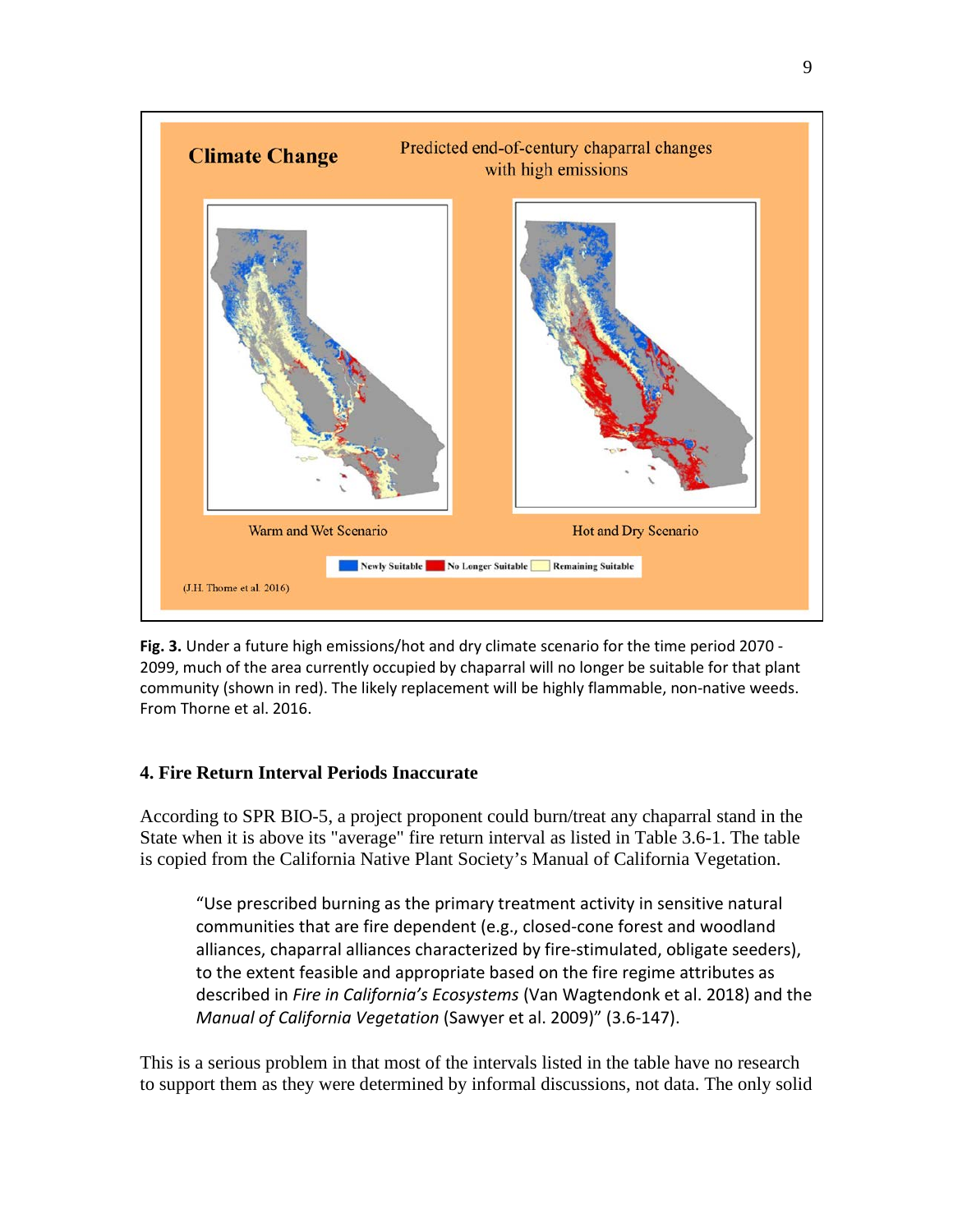**Fig. 3.** Under a future high emissions/hot and dry climate scenario for the time period 2070 - 2099, much of the area currently occupied by chaparral will no longer be suitable for that plant community (shown in red). The likely replacement will be highly flammable, non-native weeds. From Thorne et al. 2016.

#### 4. Fire Return Interval Periods Inaccurate

According to SPR BIO-5, a project proponent could burn/treat any chaparral stand in the State when it is above its "average" fire return interval as listed in Table 3.6-1. The table is copied from the California Native Plant Society's Manual of California Vegetation.

> "Use prescribed burning as the primary treatment activity in sensitive natural communities that are fire dependent (e.g., closed-cone forest and woodland alliances, chaparral alliances characterized by fire-stimulated, obligate seeders), to the extent feasible and appropriate based on the fire regime attributes as described in *Fire in California's Ecosystems* (Van Wagtendonk et al. 2018) and the *Manual of California Vegetation* (Sawyer et al. 2009)" (3.6-147).

This is a serious problem in that most of the intervals listed in the table have no research to support them as they were determined by informal discussions, not data. The only solid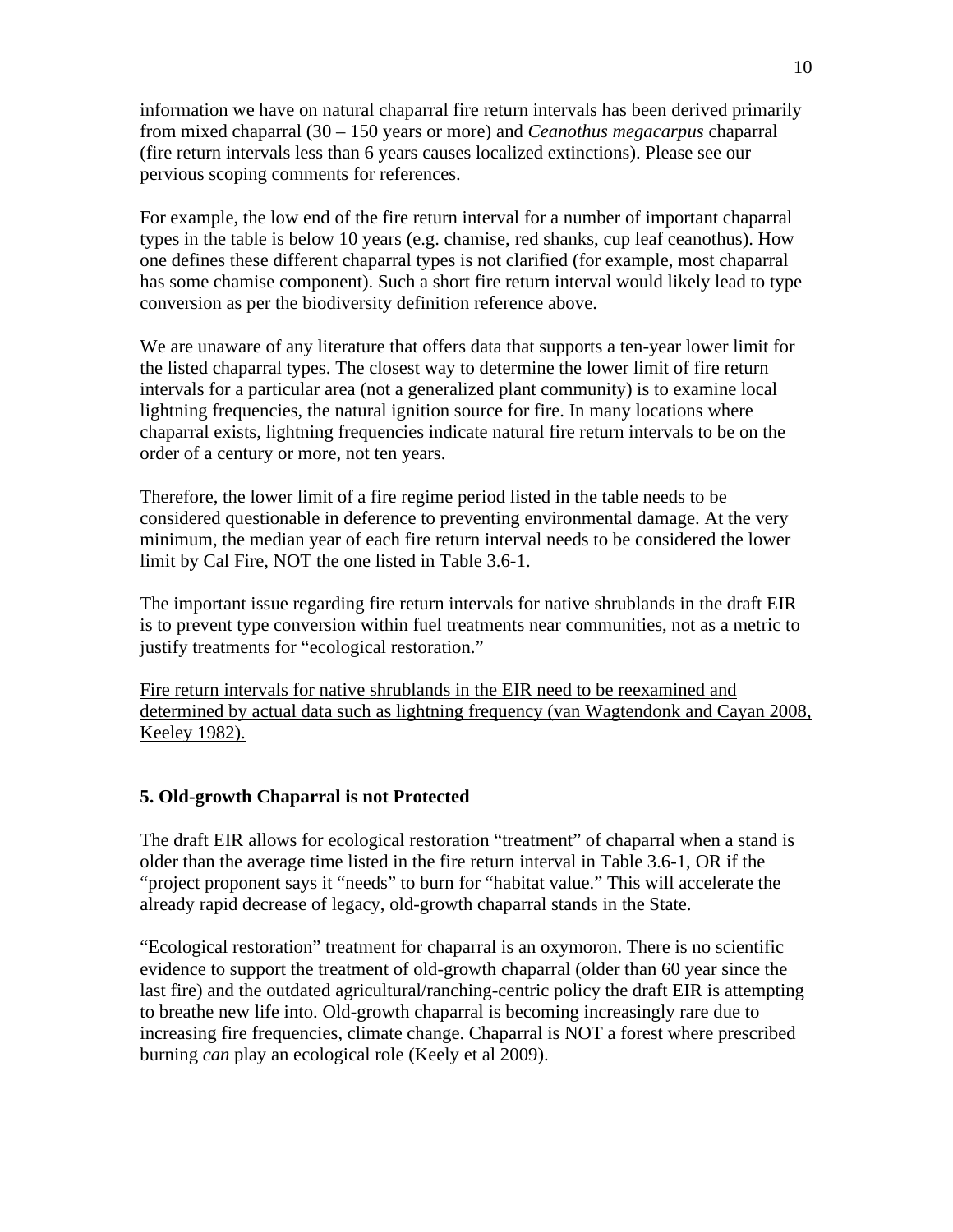information we have on natural chaparral fire return intervals has been derived primarily from mixed chaparral (30 – 150 years or more) and *Ceanothus megacarpus* chaparral (fire return intervals less than 6 years causes localized extinctions). Please see our pervious scoping comments for references.

For example, the low end of the fire return interval for a number of important chaparral types in the table is below 10 years (e.g. chamise, red shanks, cup leaf ceanothus). How one defines these different chaparral types is not clarified (for example, most chaparral has some chamise component). Such a short fire return interval would likely lead to type conversion as per the biodiversity definition reference above.

We are unaware of any literature that offers data that supports a ten-year lower limit for the listed chaparral types. The closest way to determine the lower limit of fire return intervals for a particular area (not a generalized plant community) is to examine local lightning frequencies, the natural ignition source for fire. In many locations where chaparral exists, lightning frequencies indicate natural fire return intervals to be on the order of a century or more, not ten years.

Therefore, the lower limit of a fire regime period listed in the table needs to be considered questionable in deference to preventing environmental damage. At the very minimum, the median year of each fire return interval needs to be considered the lower limit by Cal Fire, NOT the one listed in Table 3.6-1.

The important issue regarding fire return intervals for native shrublands in the draft EIR is to prevent type conversion within fuel treatments near communities, not as a metric to justify treatments for "ecological restoration."

<u>Fire return intervals for native shrublands in the EIR need to be reexamined and determined by actual data such as lightning frequency (van Wagtendonk and Cayan 2008, Keeley 1982).</u>

**5. Old-growth Chaparral is not Protected**

The draft EIR allows for ecological restoration "treatment" of chaparral when a stand is older than the average time listed in the fire return interval in Table 3.6-1, OR if the "project proponent says it "needs" to burn for "habitat value." This will accelerate the already rapid decrease of legacy, old-growth chaparral stands in the State.

"Ecological restoration" treatment for chaparral is an oxymoron. There is no scientific evidence to support the treatment of old-growth chaparral (older than 60 year since the last fire) and the outdated agricultural/ranching-centric policy the draft EIR is attempting to breathe new life into. Old-growth chaparral is becoming increasingly rare due to increasing fire frequencies, climate change. Chaparral is NOT a forest where prescribed burning *can* play an ecological role (Keely et al 2009).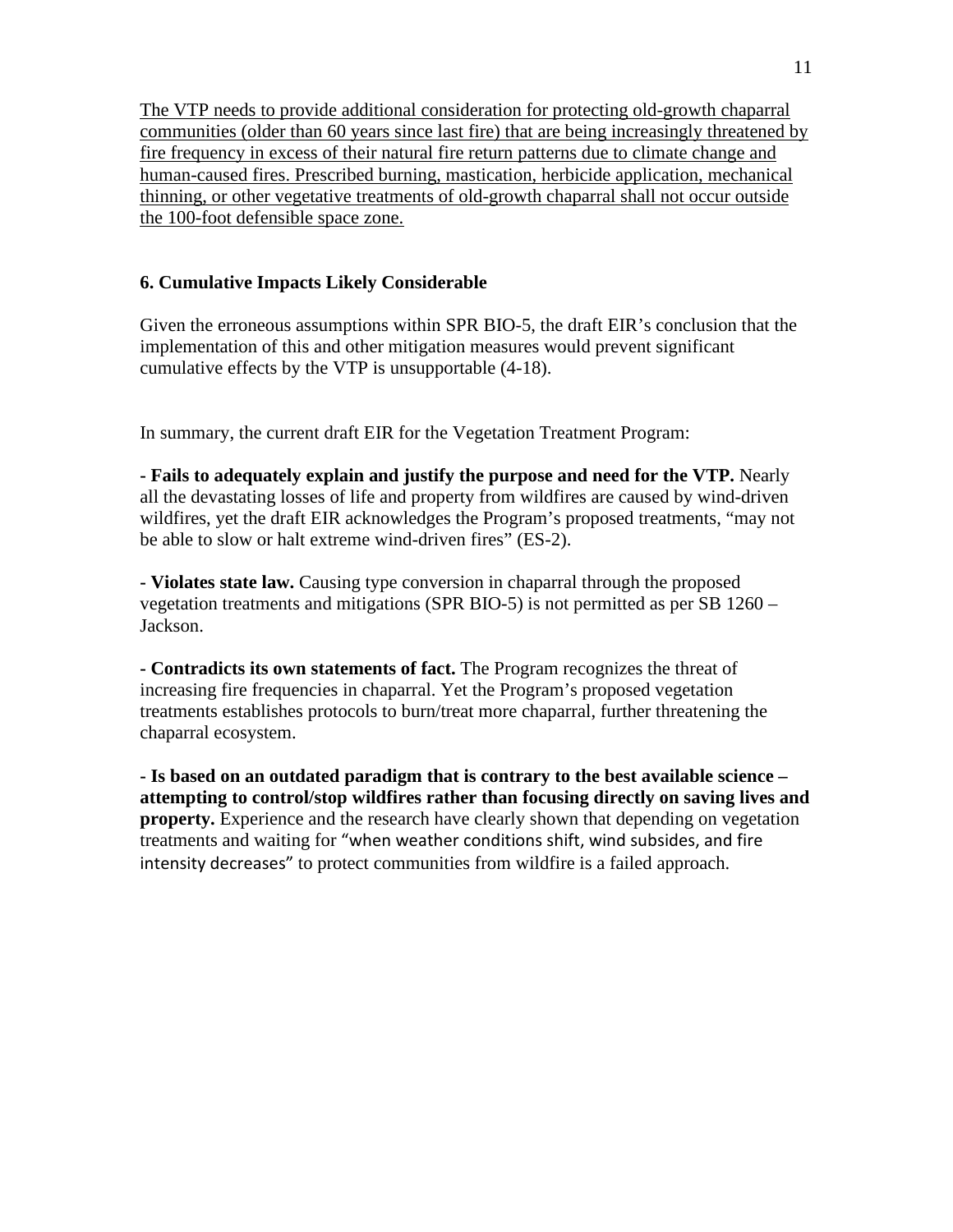<u>The VTP needs to provide additional consideration for protecting old-growth chaparral communities (older than 60 years since last fire) that are being increasingly threatened by fire frequency in excess of their natural fire return patterns due to climate change and human-caused fires. Prescribed burning, mastication, herbicide application, mechanical thinning, or other vegetative treatments of old-growth chaparral shall not occur outside the 100-foot defensible space zone.</u>

**6. Cumulative Impacts Likely Considerable**

Given the erroneous assumptions within SPR BIO-5, the draft EIR's conclusion that the implementation of this and other mitigation measures would prevent significant cumulative effects by the VTP is unsupportable (4-18).

In summary, the current draft EIR for the Vegetation Treatment Program:

**- Fails to adequately explain and justify the purpose and need for the VTP.** Nearly all the devastating losses of life and property from wildfires are caused by wind-driven wildfires, yet the draft EIR acknowledges the Program's proposed treatments, "may not be able to slow or halt extreme wind-driven fires" (ES-2).

**- Violates state law.** Causing type conversion in chaparral through the proposed vegetation treatments and mitigations (SPR BIO-5) is not permitted as per SB 1260 – Jackson.

**- Contradicts its own statements of fact.** The Program recognizes the threat of increasing fire frequencies in chaparral. Yet the Program's proposed vegetation treatments establishes protocols to burn/treat more chaparral, further threatening the chaparral ecosystem.

**- Is based on an outdated paradigm that is contrary to the best available science – attempting to control/stop wildfires rather than focusing directly on saving lives and property.** Experience and the research have clearly shown that depending on vegetation treatments and waiting for "when weather conditions shift, wind subsides, and fire intensity decreases" to protect communities from wildfire is a failed approach.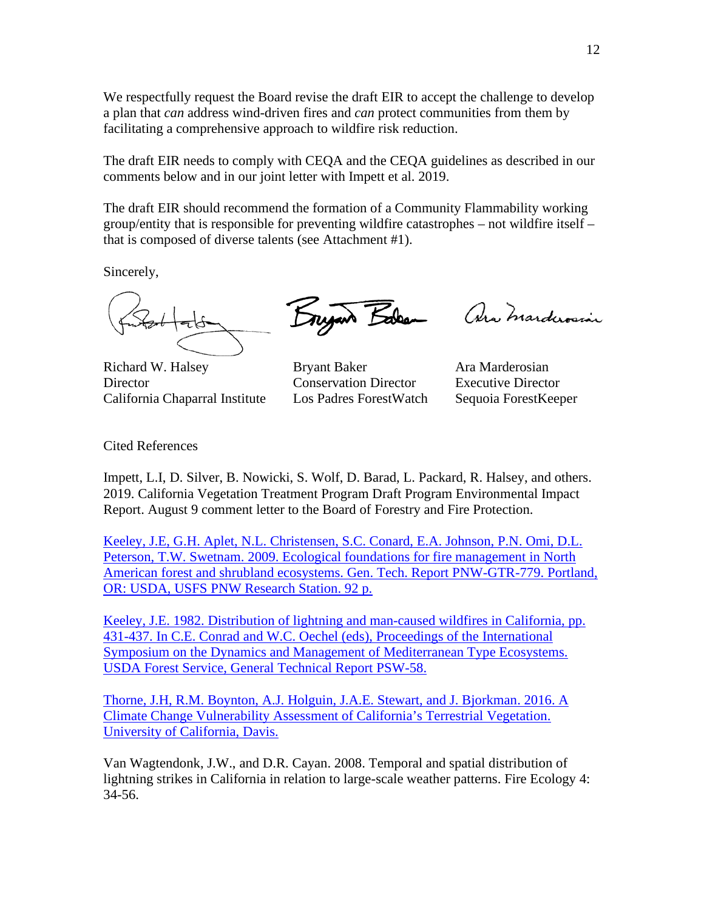We respectfully request the Board revise the draft EIR to accept the challenge to develop a plan that *can* address wind-driven fires and *can* protect communities from them by facilitating a comprehensive approach to wildfire risk reduction.

The draft EIR needs to comply with CEQA and the CEQA guidelines as described in our comments below and in our joint letter with Impett et al. 2019.

The draft EIR should recommend the formation of a Community Flammability working group/entity that is responsible for preventing wildfire catastrophes – not wildfire itself – that is composed of diverse talents (see Attachment #1).

Sincerely,

| | | |
|---|---|---|
| Richard W. Halsey | Bryant Baker | Ara Marderosian |
| Director | Conservation Director | Executive Director |
| California Chaparral Institute | Los Padres ForestWatch | Sequoia ForestKeeper |

Cited References

Impett, L.I, D. Silver, B. Nowicki, S. Wolf, D. Barad, L. Packard, R. Halsey, and others. 2019. California Vegetation Treatment Program Draft Program Environmental Impact Report. August 9 comment letter to the Board of Forestry and Fire Protection.

Keeley, J.E, G.H. Aplet, N.L. Christensen, S.C. Conard, E.A. Johnson, P.N. Omi, D.L. Peterson, T.W. Swetnam. 2009. Ecological foundations for fire management in North American forest and shrubland ecosystems. Gen. Tech. Report PNW-GTR-779. Portland, OR: USDA, USFS PNW Research Station. 92 p.

Keeley, J.E. 1982. Distribution of lightning and man-caused wildfires in California, pp. 431-437. In C.E. Conrad and W.C. Oechel (eds), Proceedings of the International Symposium on the Dynamics and Management of Mediterranean Type Ecosystems. USDA Forest Service, General Technical Report PSW-58.

Thorne, J.H, R.M. Boynton, A.J. Holguin, J.A.E. Stewart, and J. Bjorkman. 2016. A Climate Change Vulnerability Assessment of California's Terrestrial Vegetation. University of California, Davis.

Van Wagtendonk, J.W., and D.R. Cayan. 2008. Temporal and spatial distribution of lightning strikes in California in relation to large-scale weather patterns. Fire Ecology 4: 34-56.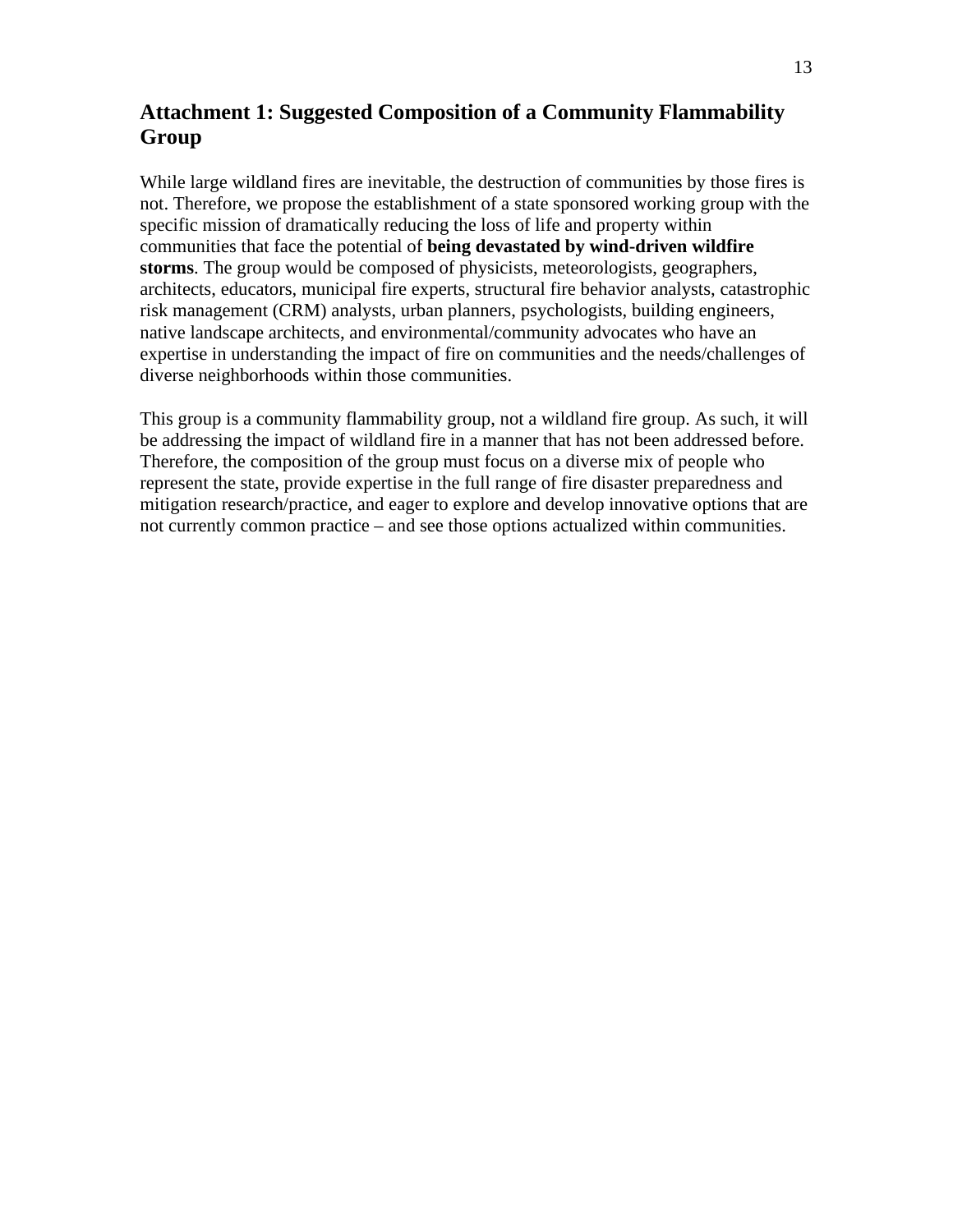## Attachment 1: Suggested Composition of a Community Flammability Group

While large wildland fires are inevitable, the destruction of communities by those fires is not. Therefore, we propose the establishment of a state sponsored working group with the specific mission of dramatically reducing the loss of life and property within communities that face the potential of **being devastated by wind-driven wildfire storms**. The group would be composed of physicists, meteorologists, geographers, architects, educators, municipal fire experts, structural fire behavior analysts, catastrophic risk management (CRM) analysts, urban planners, psychologists, building engineers, native landscape architects, and environmental/community advocates who have an expertise in understanding the impact of fire on communities and the needs/challenges of diverse neighborhoods within those communities.

This group is a community flammability group, not a wildland fire group. As such, it will be addressing the impact of wildland fire in a manner that has not been addressed before. Therefore, the composition of the group must focus on a diverse mix of people who represent the state, provide expertise in the full range of fire disaster preparedness and mitigation research/practice, and eager to explore and develop innovative options that are not currently common practice – and see those options actualized within communities.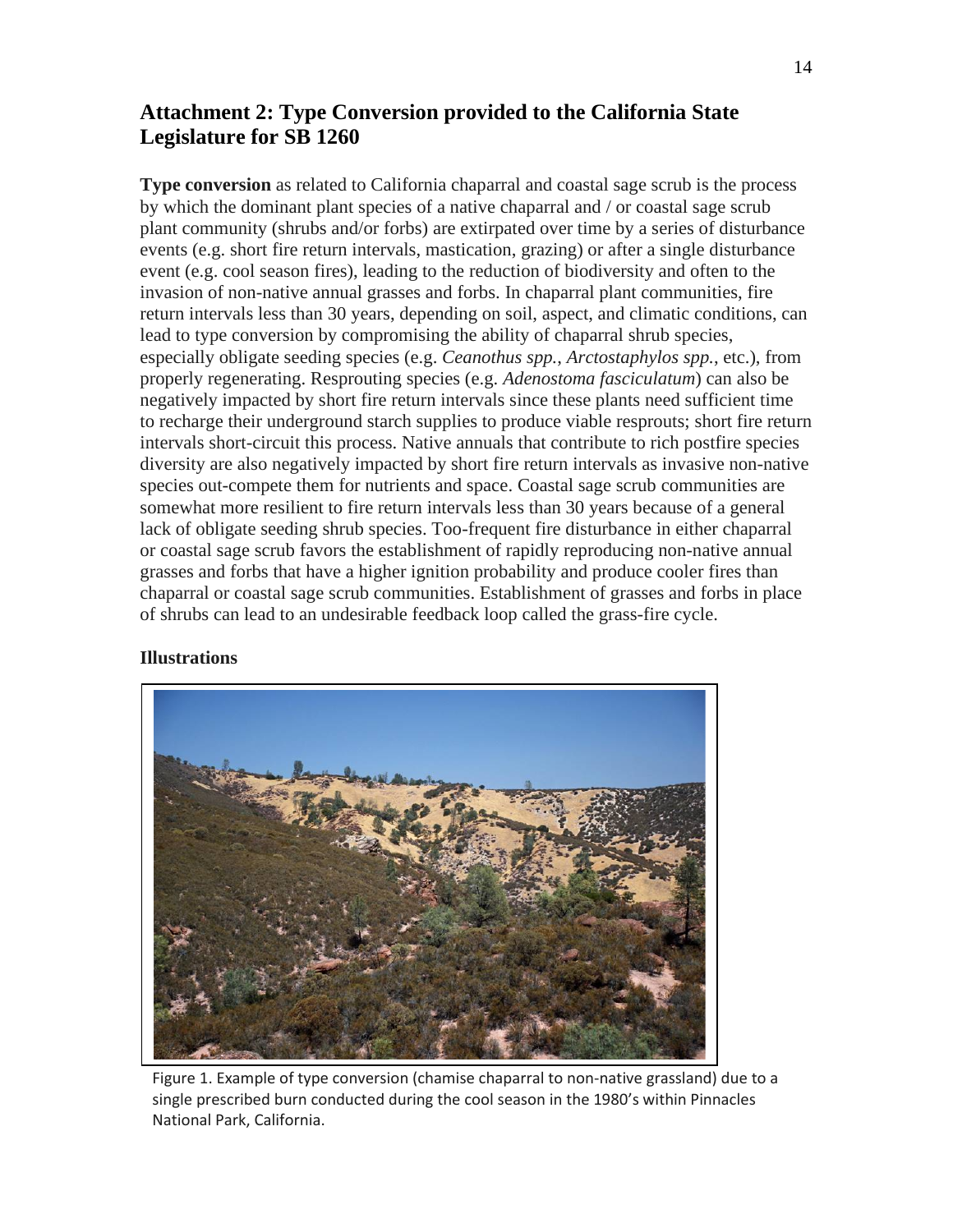## Attachment 2: Type Conversion provided to the California State Legislature for SB 1260

**Type conversion** as related to California chaparral and coastal sage scrub is the process by which the dominant plant species of a native chaparral and / or coastal sage scrub plant community (shrubs and/or forbs) are extirpated over time by a series of disturbance events (e.g. short fire return intervals, mastication, grazing) or after a single disturbance event (e.g. cool season fires), leading to the reduction of biodiversity and often to the invasion of non-native annual grasses and forbs. In chaparral plant communities, fire return intervals less than 30 years, depending on soil, aspect, and climatic conditions, can lead to type conversion by compromising the ability of chaparral shrub species, especially obligate seeding species (e.g. *Ceanothus spp.*, *Arctostaphylos spp.*, etc.), from properly regenerating. Resprouting species (e.g. *Adenostoma fasciculatum*) can also be negatively impacted by short fire return intervals since these plants need sufficient time to recharge their underground starch supplies to produce viable resprouts; short fire return intervals short-circuit this process. Native annuals that contribute to rich postfire species diversity are also negatively impacted by short fire return intervals as invasive non-native species out-compete them for nutrients and space. Coastal sage scrub communities are somewhat more resilient to fire return intervals less than 30 years because of a general lack of obligate seeding shrub species. Too-frequent fire disturbance in either chaparral or coastal sage scrub favors the establishment of rapidly reproducing non-native annual grasses and forbs that have a higher ignition probability and produce cooler fires than chaparral or coastal sage scrub communities. Establishment of grasses and forbs in place of shrubs can lead to an undesirable feedback loop called the grass-fire cycle.

### Illustrations

Figure 1. Example of type conversion (chamise chaparral to non-native grassland) due to a single prescribed burn conducted during the cool season in the 1980's within Pinnacles National Park, California.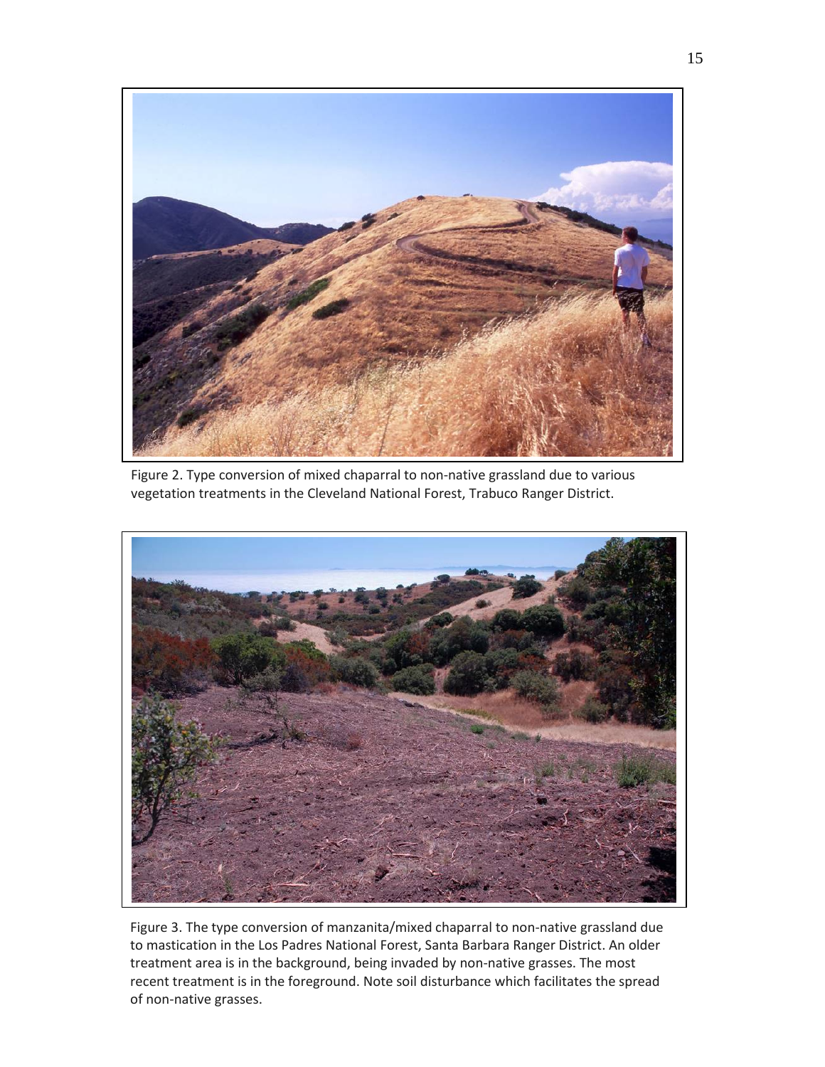Figure 2. Type conversion of mixed chaparral to non-native grassland due to various vegetation treatments in the Cleveland National Forest, Trabuco Ranger District.

Figure 3. The type conversion of manzanita/mixed chaparral to non-native grassland due to mastication in the Los Padres National Forest, Santa Barbara Ranger District. An older treatment area is in the background, being invaded by non-native grasses. The most recent treatment is in the foreground. Note soil disturbance which facilitates the spread of non-native grasses.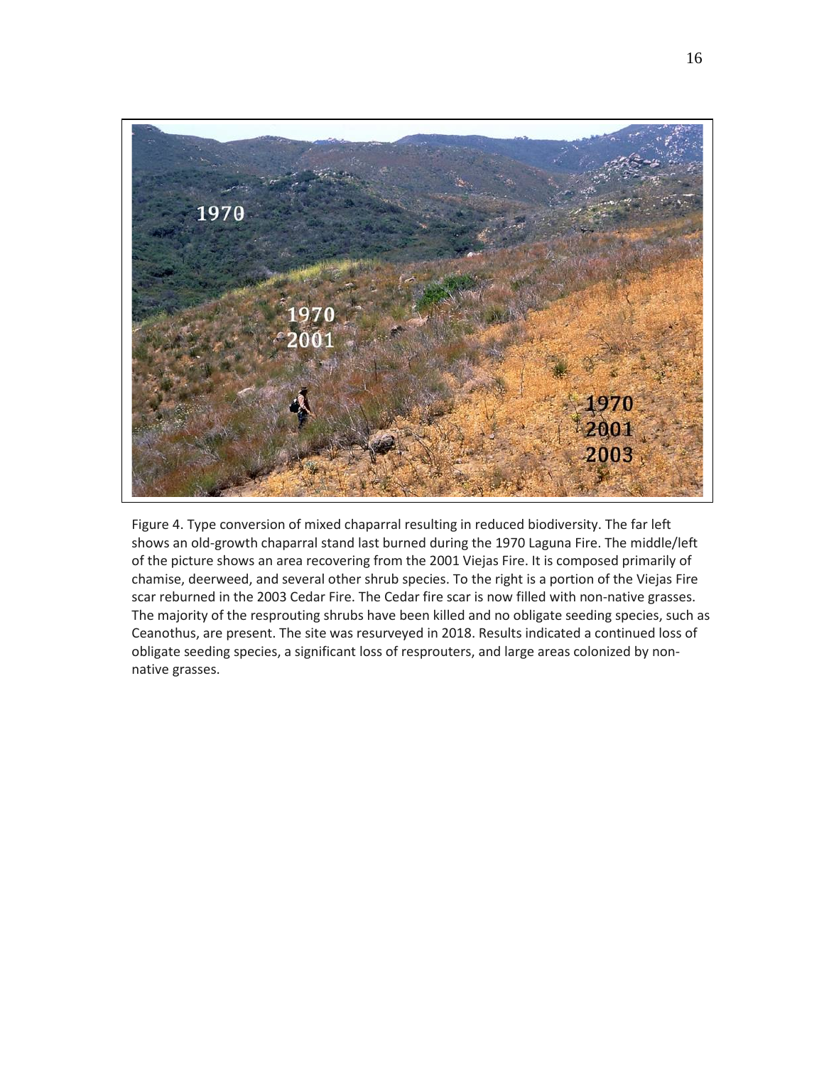Figure 4. Type conversion of mixed chaparral resulting in reduced biodiversity. The far left shows an old-growth chaparral stand last burned during the 1970 Laguna Fire. The middle/left of the picture shows an area recovering from the 2001 Viejas Fire. It is composed primarily of chamise, deerweed, and several other shrub species. To the right is a portion of the Viejas Fire scar reburned in the 2003 Cedar Fire. The Cedar fire scar is now filled with non-native grasses. The majority of the resprouting shrubs have been killed and no obligate seeding species, such as Ceanothus, are present. The site was resurveyed in 2018. Results indicated a continued loss of obligate seeding species, a significant loss of resprouters, and large areas colonized by non-native grasses.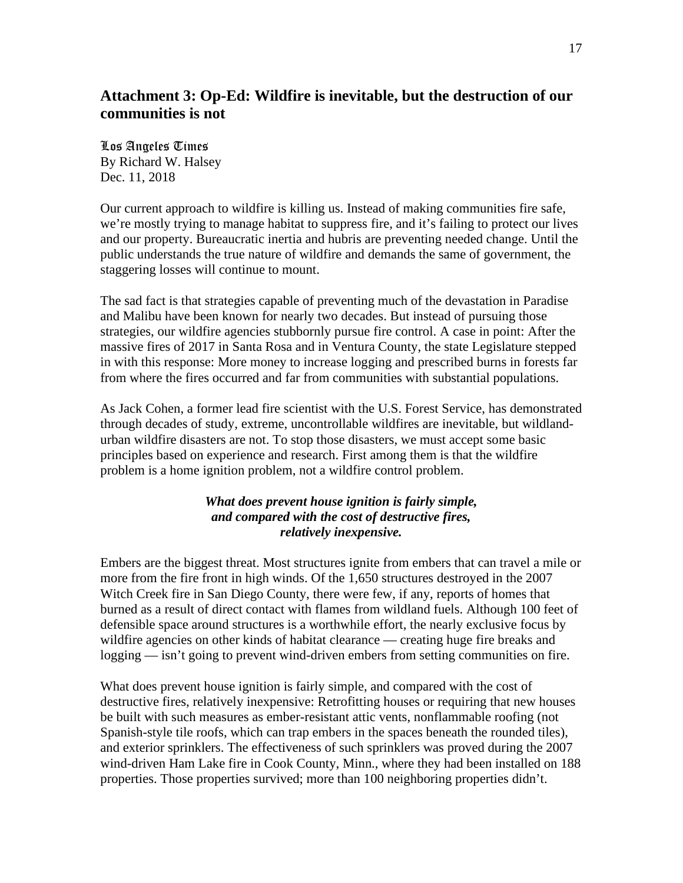## Attachment 3: Op-Ed: Wildfire is inevitable, but the destruction of our communities is not

Los Angeles Times
By Richard W. Halsey
Dec. 11, 2018

Our current approach to wildfire is killing us. Instead of making communities fire safe, we're mostly trying to manage habitat to suppress fire, and it's failing to protect our lives and our property. Bureaucratic inertia and hubris are preventing needed change. Until the public understands the true nature of wildfire and demands the same of government, the staggering losses will continue to mount.

The sad fact is that strategies capable of preventing much of the devastation in Paradise and Malibu have been known for nearly two decades. But instead of pursuing those strategies, our wildfire agencies stubbornly pursue fire control. A case in point: After the massive fires of 2017 in Santa Rosa and in Ventura County, the state Legislature stepped in with this response: More money to increase logging and prescribed burns in forests far from where the fires occurred and far from communities with substantial populations.

As Jack Cohen, a former lead fire scientist with the U.S. Forest Service, has demonstrated through decades of study, extreme, uncontrollable wildfires are inevitable, but wildland-urban wildfire disasters are not. To stop those disasters, we must accept some basic principles based on experience and research. First among them is that the wildfire problem is a home ignition problem, not a wildfire control problem.

***What does prevent house ignition is fairly simple, and compared with the cost of destructive fires, relatively inexpensive.***

Embers are the biggest threat. Most structures ignite from embers that can travel a mile or more from the fire front in high winds. Of the 1,650 structures destroyed in the 2007 Witch Creek fire in San Diego County, there were few, if any, reports of homes that burned as a result of direct contact with flames from wildland fuels. Although 100 feet of defensible space around structures is a worthwhile effort, the nearly exclusive focus by wildfire agencies on other kinds of habitat clearance — creating huge fire breaks and logging — isn't going to prevent wind-driven embers from setting communities on fire.

What does prevent house ignition is fairly simple, and compared with the cost of destructive fires, relatively inexpensive: Retrofitting houses or requiring that new houses be built with such measures as ember-resistant attic vents, nonflammable roofing (not Spanish-style tile roofs, which can trap embers in the spaces beneath the rounded tiles), and exterior sprinklers. The effectiveness of such sprinklers was proved during the 2007 wind-driven Ham Lake fire in Cook County, Minn., where they had been installed on 188 properties. Those properties survived; more than 100 neighboring properties didn't.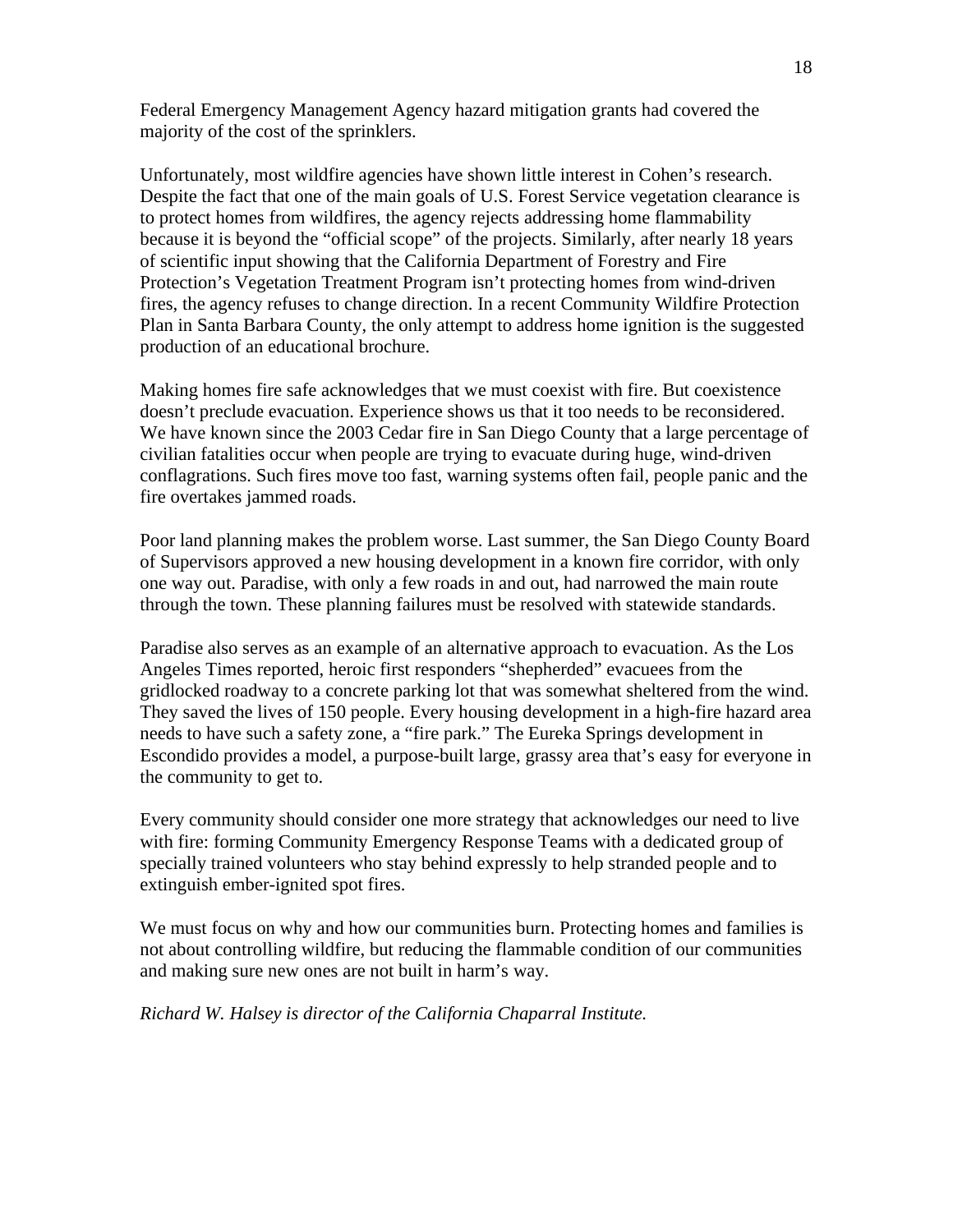Federal Emergency Management Agency hazard mitigation grants had covered the majority of the cost of the sprinklers.

Unfortunately, most wildfire agencies have shown little interest in Cohen's research. Despite the fact that one of the main goals of U.S. Forest Service vegetation clearance is to protect homes from wildfires, the agency rejects addressing home flammability because it is beyond the "official scope" of the projects. Similarly, after nearly 18 years of scientific input showing that the California Department of Forestry and Fire Protection's Vegetation Treatment Program isn't protecting homes from wind-driven fires, the agency refuses to change direction. In a recent Community Wildfire Protection Plan in Santa Barbara County, the only attempt to address home ignition is the suggested production of an educational brochure.

Making homes fire safe acknowledges that we must coexist with fire. But coexistence doesn't preclude evacuation. Experience shows us that it too needs to be reconsidered. We have known since the 2003 Cedar fire in San Diego County that a large percentage of civilian fatalities occur when people are trying to evacuate during huge, wind-driven conflagrations. Such fires move too fast, warning systems often fail, people panic and the fire overtakes jammed roads.

Poor land planning makes the problem worse. Last summer, the San Diego County Board of Supervisors approved a new housing development in a known fire corridor, with only one way out. Paradise, with only a few roads in and out, had narrowed the main route through the town. These planning failures must be resolved with statewide standards.

Paradise also serves as an example of an alternative approach to evacuation. As the Los Angeles Times reported, heroic first responders "shepherded" evacuees from the gridlocked roadway to a concrete parking lot that was somewhat sheltered from the wind. They saved the lives of 150 people. Every housing development in a high-fire hazard area needs to have such a safety zone, a "fire park." The Eureka Springs development in Escondido provides a model, a purpose-built large, grassy area that's easy for everyone in the community to get to.

Every community should consider one more strategy that acknowledges our need to live with fire: forming Community Emergency Response Teams with a dedicated group of specially trained volunteers who stay behind expressly to help stranded people and to extinguish ember-ignited spot fires.

We must focus on why and how our communities burn. Protecting homes and families is not about controlling wildfire, but reducing the flammable condition of our communities and making sure new ones are not built in harm's way.

*Richard W. Halsey is director of the California Chaparral Institute.*